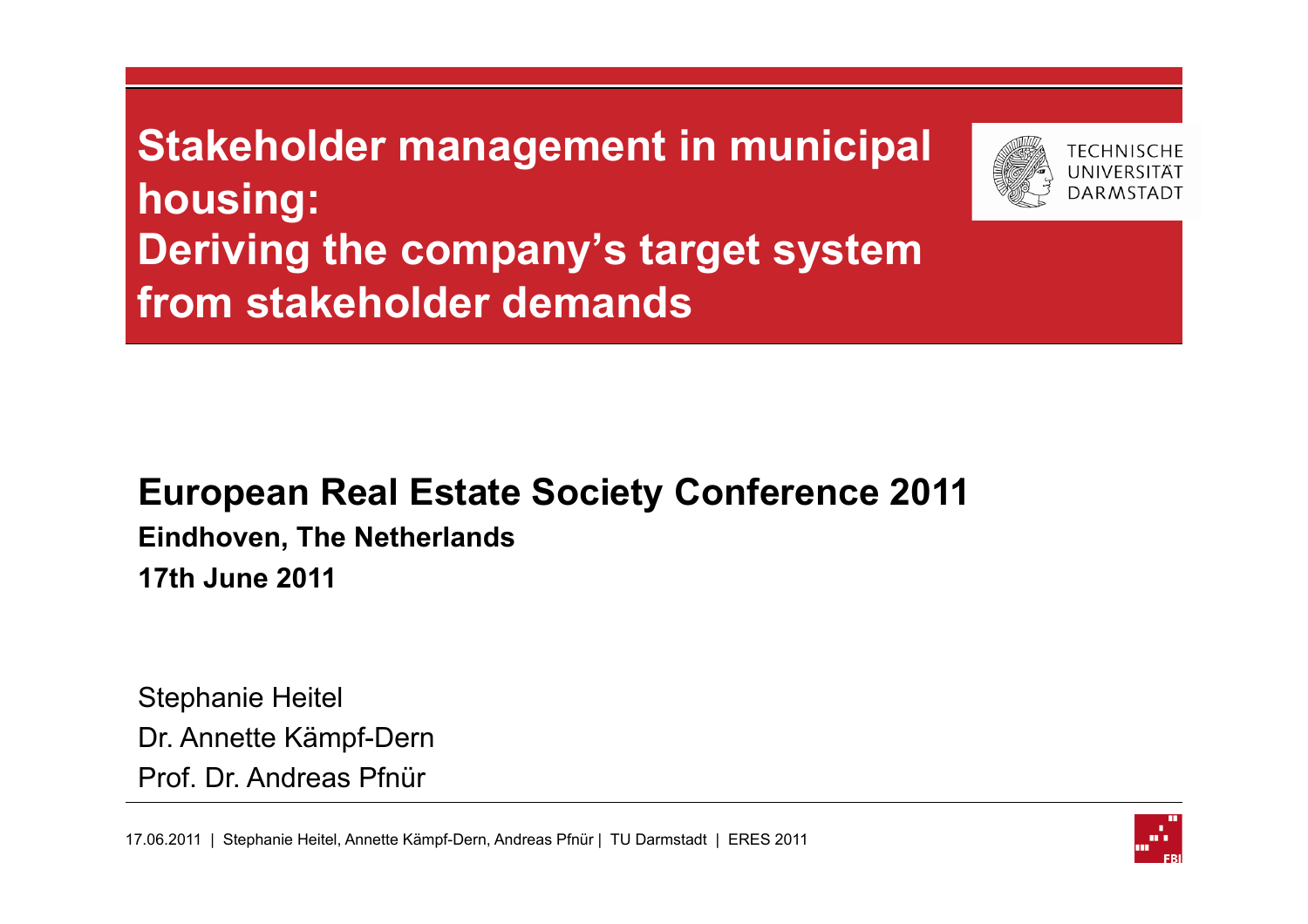# Stakeholder management in municipal housing: Deriving the company's target system from stakeholder demands

TECHNISCHE UNIVERSITÄT DARMSTADT

## European Real Estate Society Conference 2011

**Eindhoven, The Netherlands**

**17th June 2011**

Stephanie Heitel

Dr. Annette Kämpf-Dern

Prof. Dr. Andreas Pfnür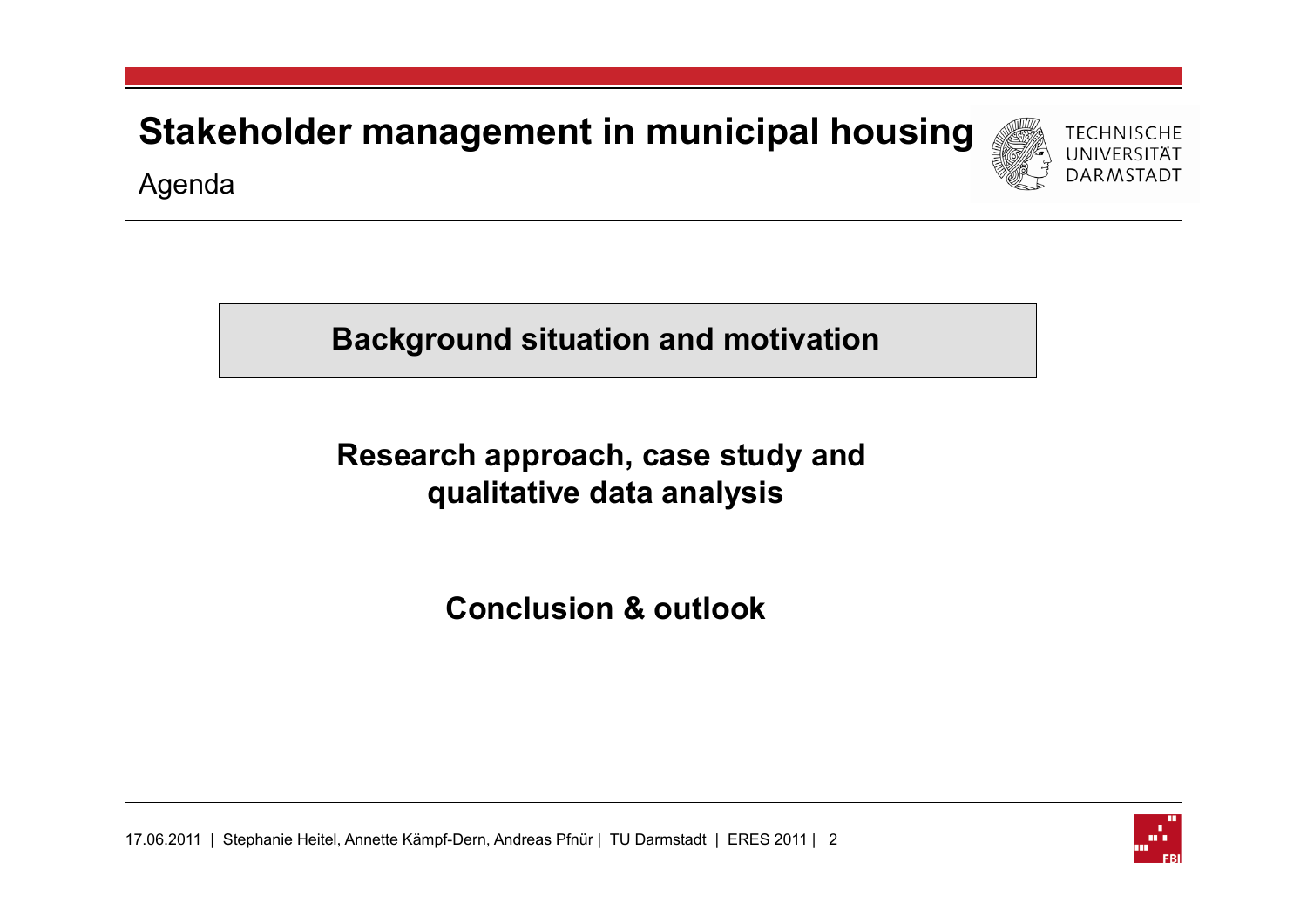# Stakeholder management in municipal housing

Agenda

**Background situation and motivation**

**Research approach, case study and qualitative data analysis**

**Conclusion & outlook**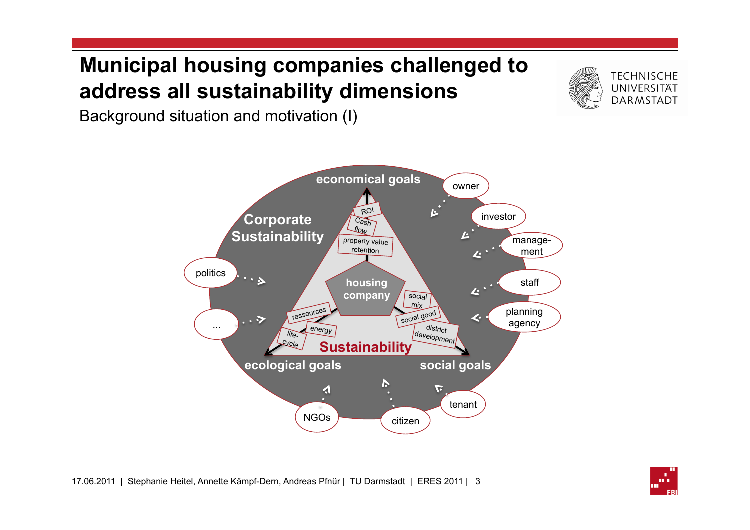# Municipal housing companies challenged to address all sustainability dimensions

Background situation and motivation (I)

Corporate Sustainability

economical goals

ROI

Cash flow

property value retention

housing company

social mix

social good

district development

ressources

energy

life-cycle

Sustainability

ecological goals

social goals

owner

investor

manage-ment

staff

planning agency

politics

...

NGOs

citizen

tenant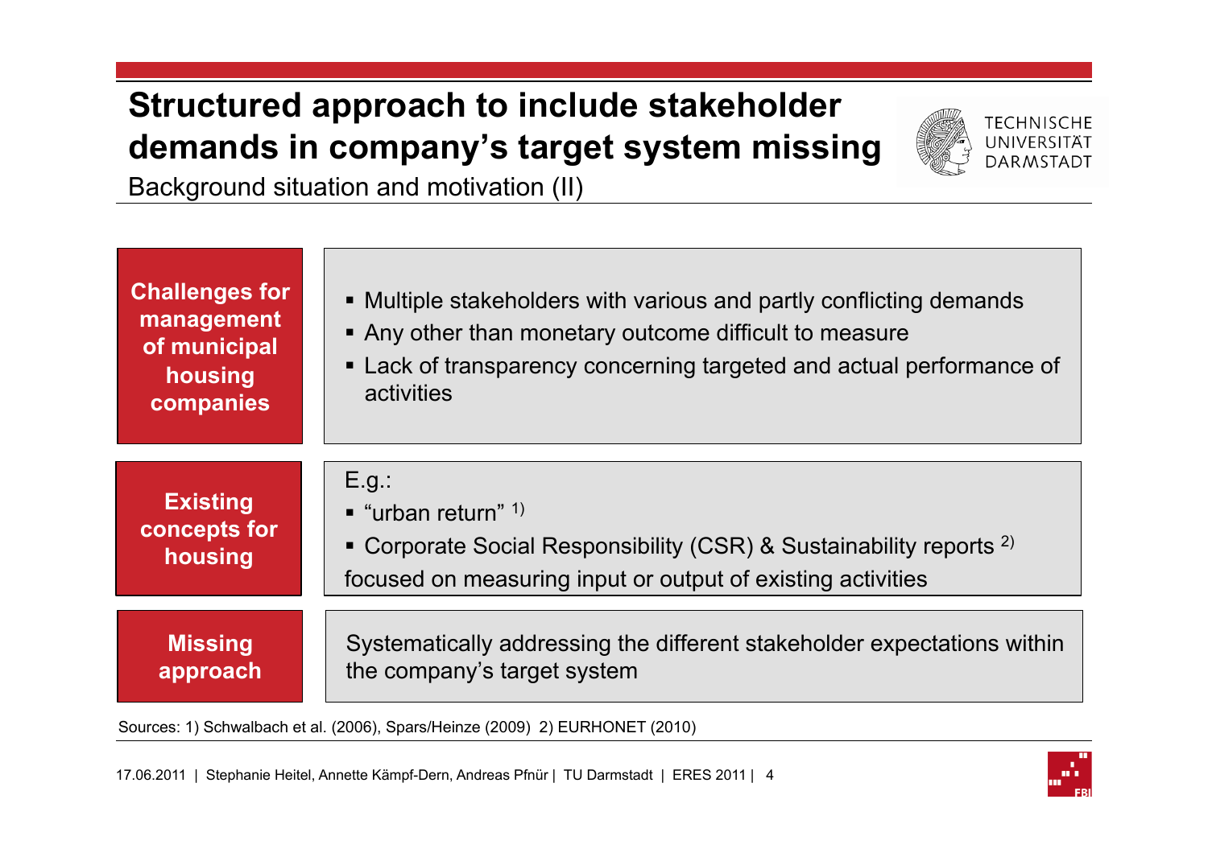# Structured approach to include stakeholder demands in company's target system missing

Background situation and motivation (II)

| | |
|---|---|
| **Challenges for management of municipal housing companies** | ▪ Multiple stakeholders with various and partly conflicting demands<br>▪ Any other than monetary outcome difficult to measure<br>▪ Lack of transparency concerning targeted and actual performance of activities |
| **Existing concepts for housing** | E.g.:<br>▪ "urban return" [1)]<br>▪ Corporate Social Responsibility (CSR) & Sustainability reports [2)]<br>focused on measuring input or output of existing activities |
| **Missing approach** | Systematically addressing the different stakeholder expectations within the company's target system |

Sources: 1) Schwalbach et al. (2006), Spars/Heinze (2009) 2) EURHONET (2010)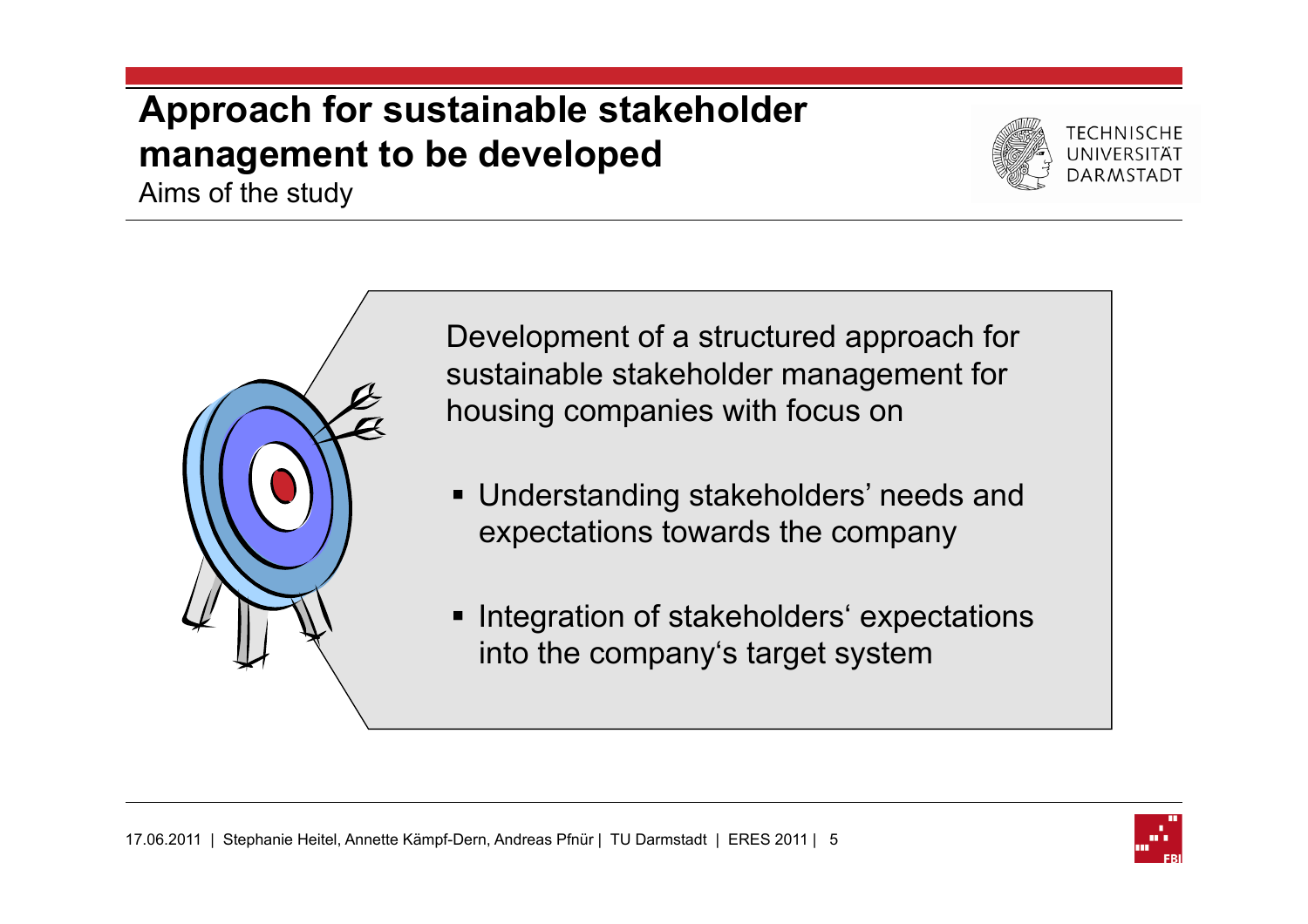# Approach for sustainable stakeholder management to be developed

Aims of the study

Development of a structured approach for sustainable stakeholder management for housing companies with focus on

- Understanding stakeholders' needs and expectations towards the company
- Integration of stakeholders' expectations into the company's target system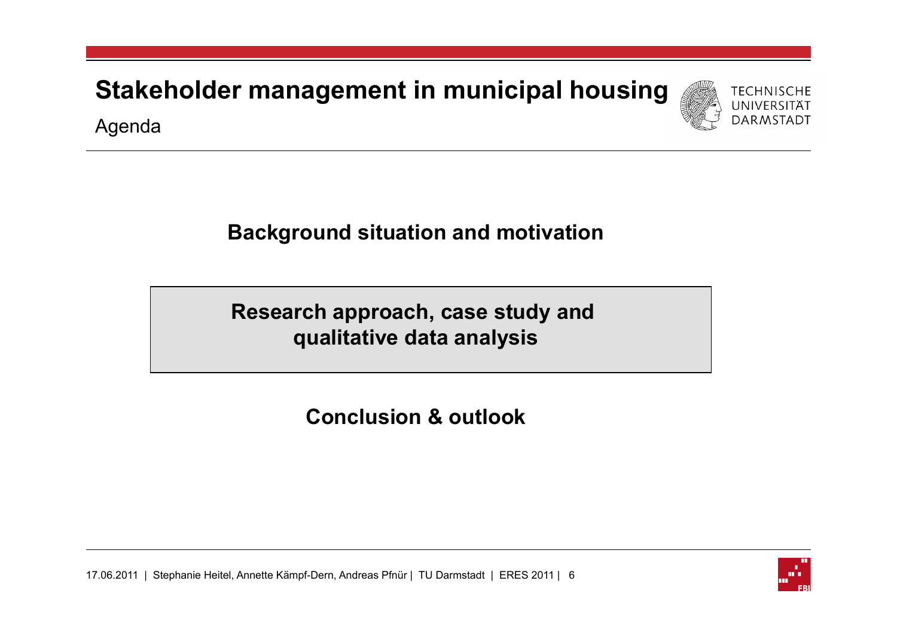# Stakeholder management in municipal housing

## Agenda

**Background situation and motivation**

**Research approach, case study and qualitative data analysis**

**Conclusion & outlook**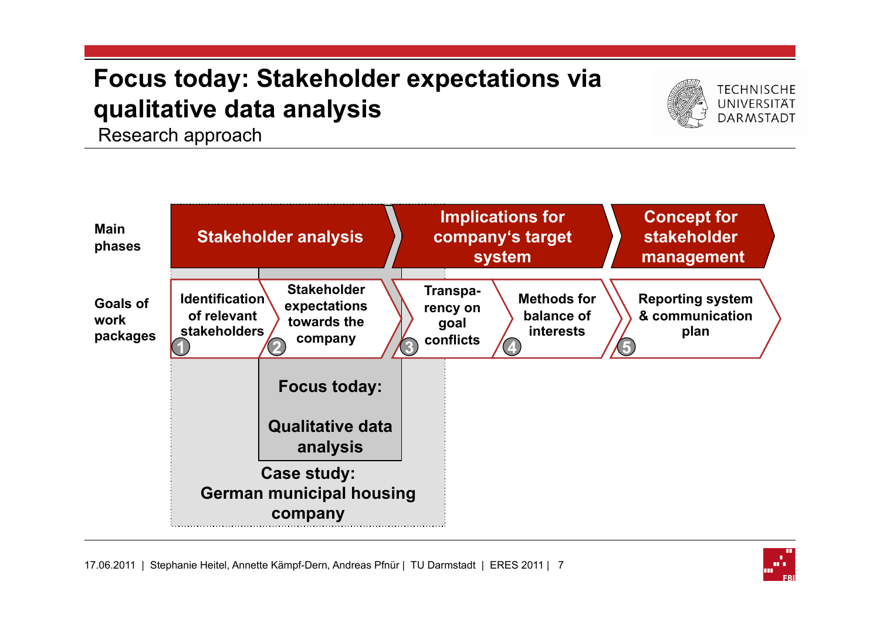# Focus today: Stakeholder expectations via qualitative data analysis

Research approach

| | | | | | |
|---|---|---|---|---|---|
| **Main phases** | **Stakeholder analysis** | | **Implications for company's target system** | | **Concept for stakeholder management** |
| **Goals of work packages** | 1 Identification of relevant stakeholders | 2 Stakeholder expectations towards the company | 3 Transparency on goal conflicts | 4 Methods for balance of interests | 5 Reporting system & communication plan |

**Focus today:**

**Qualitative data analysis**

**Case study:**
**German municipal housing company**

17.06.2011 | Stephanie Heitel, Annette Kämpf-Dern, Andreas Pfnür | TU Darmstadt | ERES 2011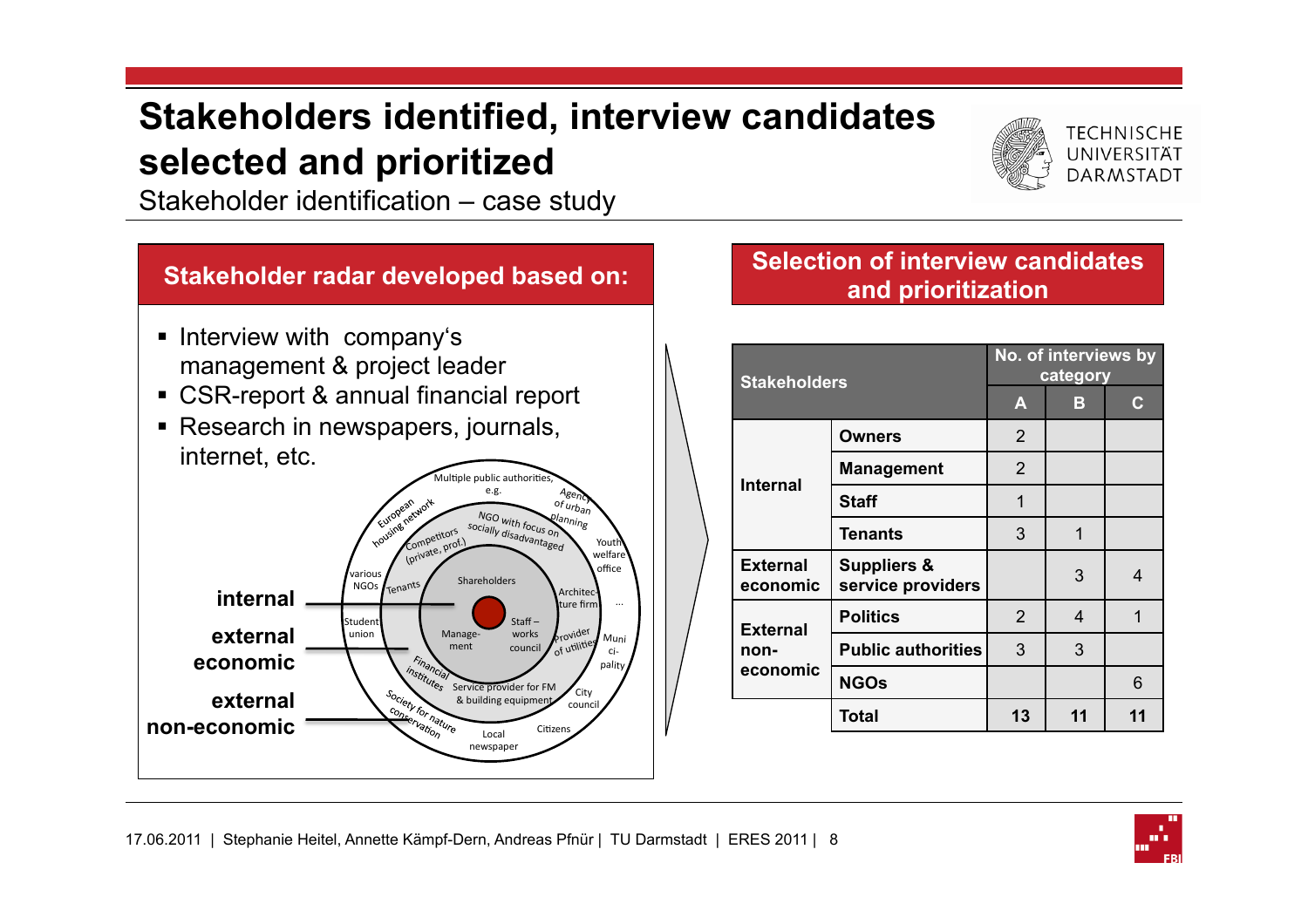# Stakeholders identified, interview candidates selected and prioritized

Stakeholder identification – case study

## Stakeholder radar developed based on:

- Interview with company's management & project leader
- CSR-report & annual financial report
- Research in newspapers, journals, internet, etc.

internal

external economic

external non-economic

Multiple public authorities, e.g. Agency of urban planning; European housing network; NGO with focus on socially disadvantaged; Competitors (private, prof.); Youth welfare office; various NGOs; Tenants; Shareholders; Architecture firm; ...; Student union; Management; Staff – works council; Provider of utilities; Municipality; Financial institutes; Service provider for FM & building equipment; City council; Society for nature conservation; Local newspaper; Citizens

## Selection of interview candidates and prioritization

| Stakeholders | | No. of interviews by category | | |
|---|---|---|---|---|
| | | A | B | C |
| Internal | Owners | 2 | | |
| | Management | 2 | | |
| | Staff | 1 | | |
| | Tenants | 3 | 1 | |
| External economic | Suppliers & service providers | | 3 | 4 |
| External non-economic | Politics | 2 | 4 | 1 |
| | Public authorities | 3 | 3 | |
| | NGOs | | | 6 |
| | Total | 13 | 11 | 11 |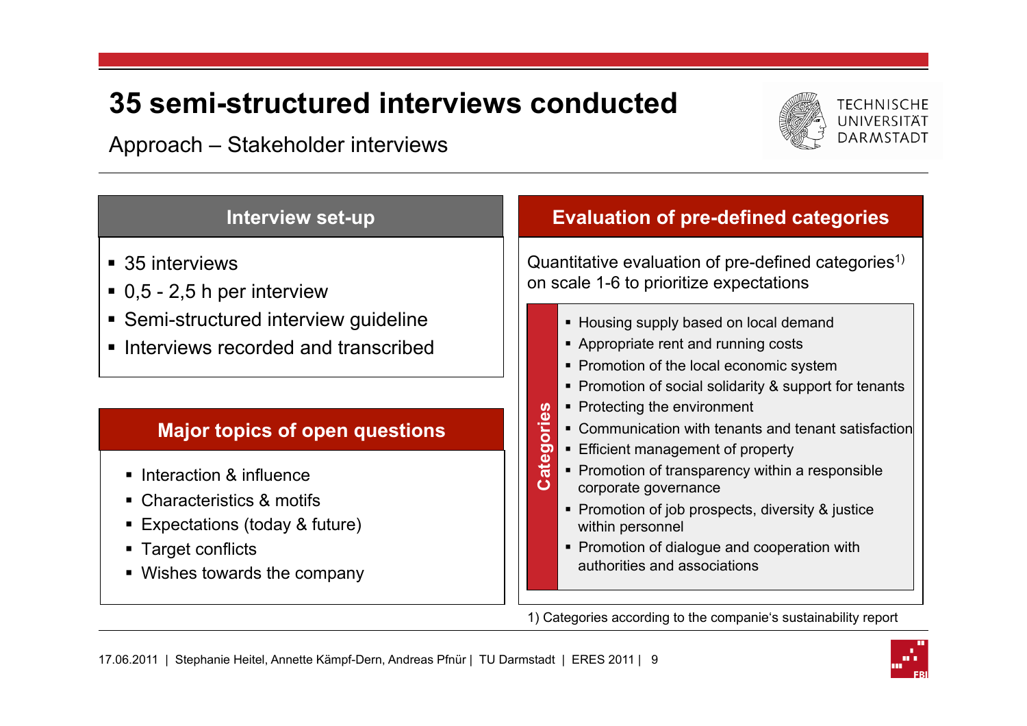# 35 semi-structured interviews conducted

Approach – Stakeholder interviews

## Interview set-up

- 35 interviews
- 0,5 - 2,5 h per interview
- Semi-structured interview guideline
- Interviews recorded and transcribed

## Major topics of open questions

- Interaction & influence
- Characteristics & motifs
- Expectations (today & future)
- Target conflicts
- Wishes towards the company

## Evaluation of pre-defined categories

Quantitative evaluation of pre-defined categories[1] on scale 1-6 to prioritize expectations

**Categories**

- Housing supply based on local demand
- Appropriate rent and running costs
- Promotion of the local economic system
- Promotion of social solidarity & support for tenants
- Protecting the environment
- Communication with tenants and tenant satisfaction
- Efficient management of property
- Promotion of transparency within a responsible corporate governance
- Promotion of job prospects, diversity & justice within personnel
- Promotion of dialogue and cooperation with authorities and associations

1) Categories according to the companie's sustainability report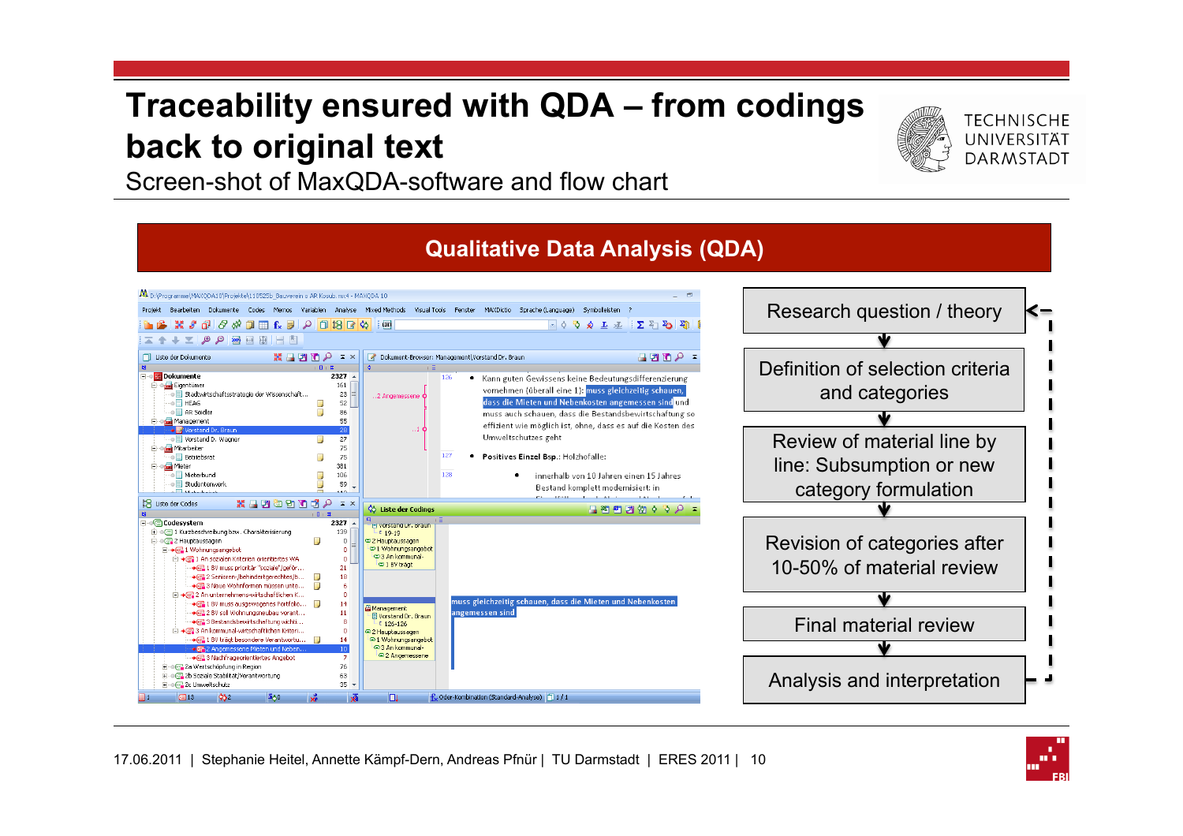# Traceability ensured with QDA – from codings back to original text

Screen-shot of MaxQDA-software and flow chart

## Qualitative Data Analysis (QDA)

- Research question / theory
- Definition of selection criteria and categories
- Review of material line by line: Subsumption or new category formulation
- Revision of categories after 10-50% of material review
- Final material review
- Analysis and interpretation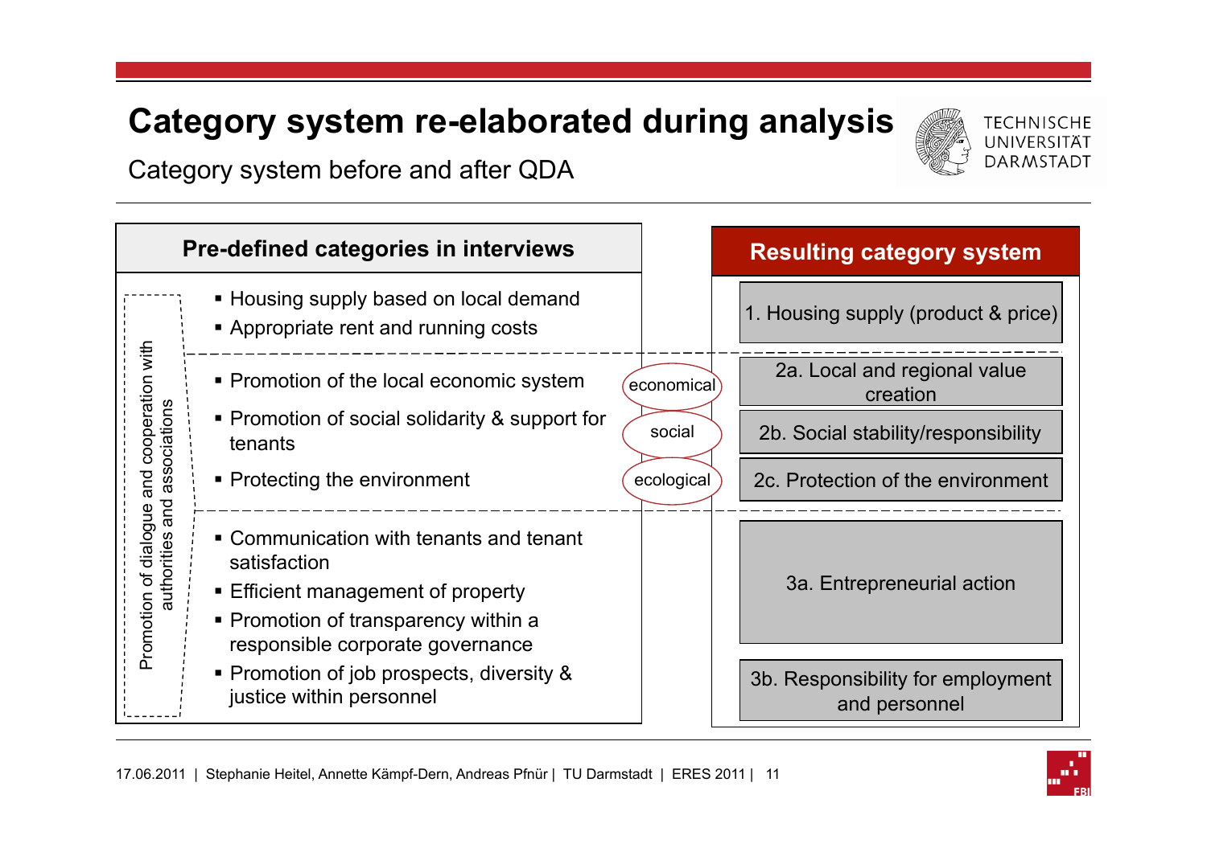# Category system re-elaborated during analysis

Category system before and after QDA

| Pre-defined categories in interviews | | Resulting category system |
| --- | --- | --- |
| ▪ Housing supply based on local demand<br>▪ Appropriate rent and running costs | | 1. Housing supply (product & price) |
| ▪ Promotion of the local economic system | economical | 2a. Local and regional value creation |
| ▪ Promotion of social solidarity & support for tenants | social | 2b. Social stability/responsibility |
| ▪ Protecting the environment | ecological | 2c. Protection of the environment |
| ▪ Communication with tenants and tenant satisfaction<br>▪ Efficient management of property<br>▪ Promotion of transparency within a responsible corporate governance | | 3a. Entrepreneurial action |
| ▪ Promotion of job prospects, diversity & justice within personnel | | 3b. Responsibility for employment and personnel |

Promotion of dialogue and cooperation with authorities and associations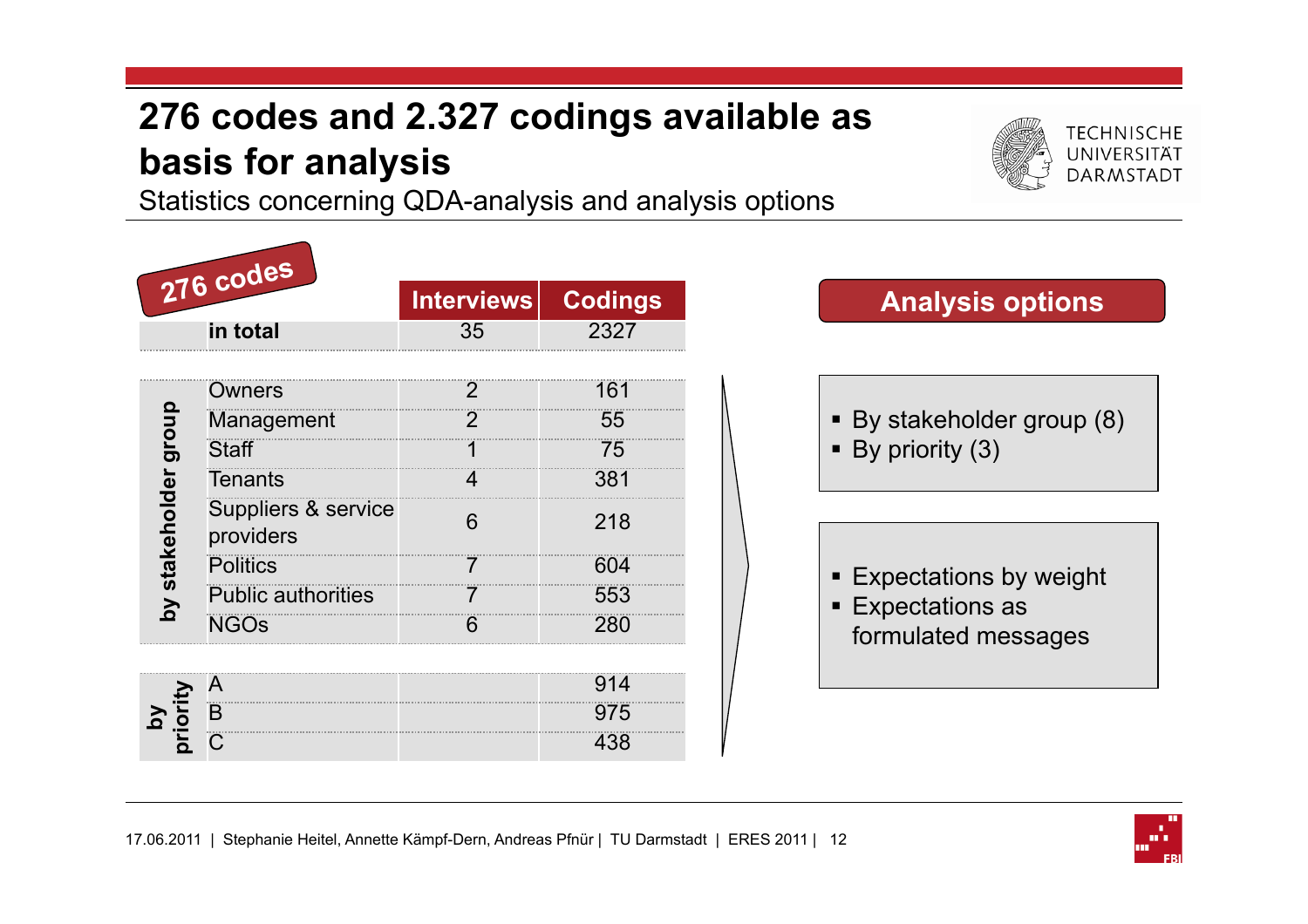# 276 codes and 2.327 codings available as basis for analysis

Statistics concerning QDA-analysis and analysis options

**276 codes**

| | | Interviews | Codings |
|---|---|---|---|
| | **in total** | 35 | 2327 |
| by stakeholder group | Owners | 2 | 161 |
| | Management | 2 | 55 |
| | Staff | 1 | 75 |
| | Tenants | 4 | 381 |
| | Suppliers & service providers | 6 | 218 |
| | Politics | 7 | 604 |
| | Public authorities | 7 | 553 |
| | NGOs | 6 | 280 |
| by priority | A | | 914 |
| | B | | 975 |
| | C | | 438 |

## Analysis options

- By stakeholder group (8)
- By priority (3)

- Expectations by weight
- Expectations as formulated messages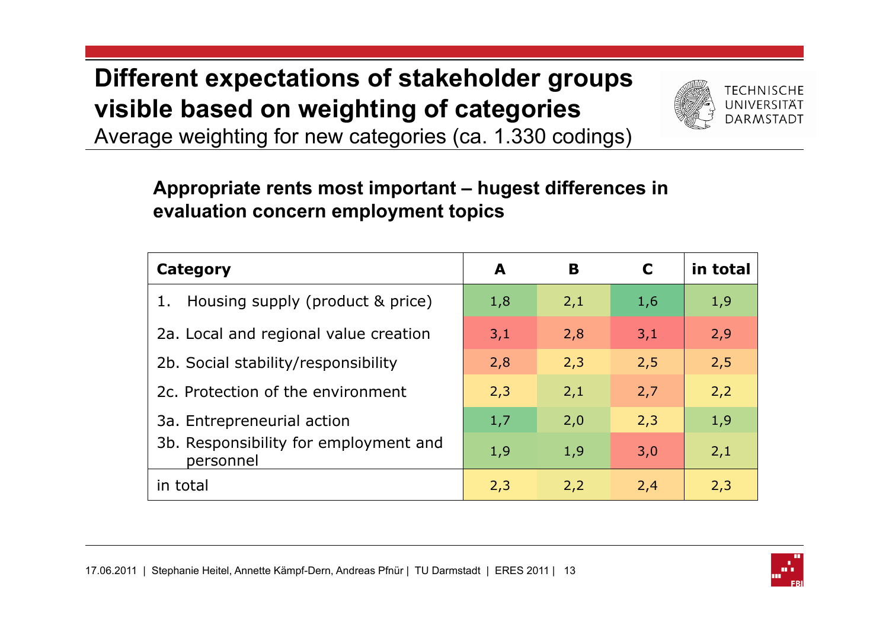# Different expectations of stakeholder groups visible based on weighting of categories

Average weighting for new categories (ca. 1.330 codings)

**Appropriate rents most important – hugest differences in evaluation concern employment topics**

| Category | A | B | C | in total |
|---|---|---|---|---|
| 1. Housing supply (product & price) | 1,8 | 2,1 | 1,6 | 1,9 |
| 2a. Local and regional value creation | 3,1 | 2,8 | 3,1 | 2,9 |
| 2b. Social stability/responsibility | 2,8 | 2,3 | 2,5 | 2,5 |
| 2c. Protection of the environment | 2,3 | 2,1 | 2,7 | 2,2 |
| 3a. Entrepreneurial action | 1,7 | 2,0 | 2,3 | 1,9 |
| 3b. Responsibility for employment and personnel | 1,9 | 1,9 | 3,0 | 2,1 |
| in total | 2,3 | 2,2 | 2,4 | 2,3 |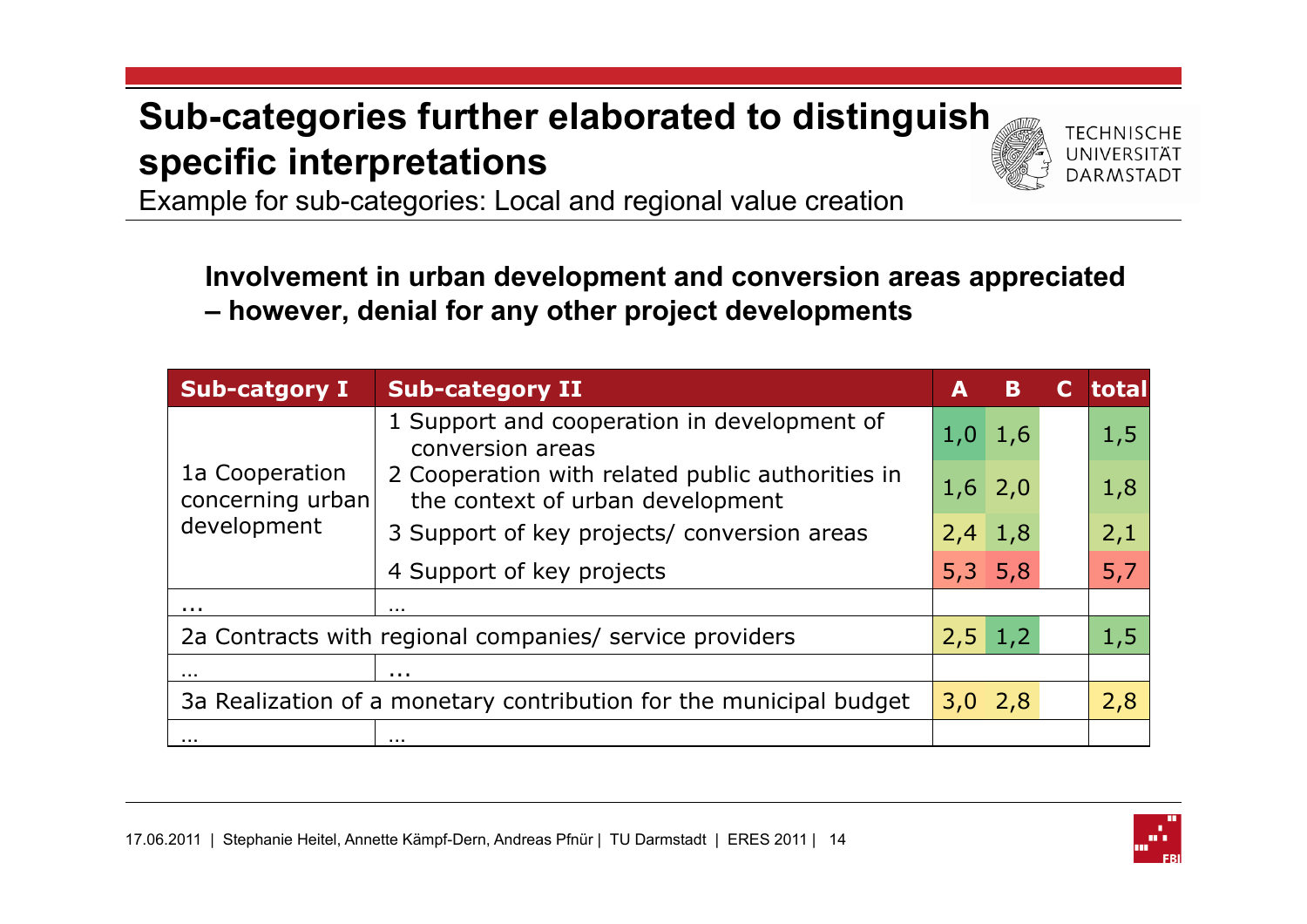# Sub-categories further elaborated to distinguish specific interpretations

Example for sub-categories: Local and regional value creation

**Involvement in urban development and conversion areas appreciated – however, denial for any other project developments**

| Sub-catgory I | Sub-category II | A | B | C | total |
|---|---|---|---|---|---|
| 1a Cooperation concerning urban development | 1 Support and cooperation in development of conversion areas | 1,0 | 1,6 | | 1,5 |
| | 2 Cooperation with related public authorities in the context of urban development | 1,6 | 2,0 | | 1,8 |
| | 3 Support of key projects/ conversion areas | 2,4 | 1,8 | | 2,1 |
| | 4 Support of key projects | 5,3 | 5,8 | | 5,7 |
| ... | ... | | | | |
| 2a Contracts with regional companies/ service providers | | 2,5 | 1,2 | | 1,5 |
| ... | ... | | | | |
| 3a Realization of a monetary contribution for the municipal budget | | 3,0 | 2,8 | | 2,8 |
| ... | ... | | | | |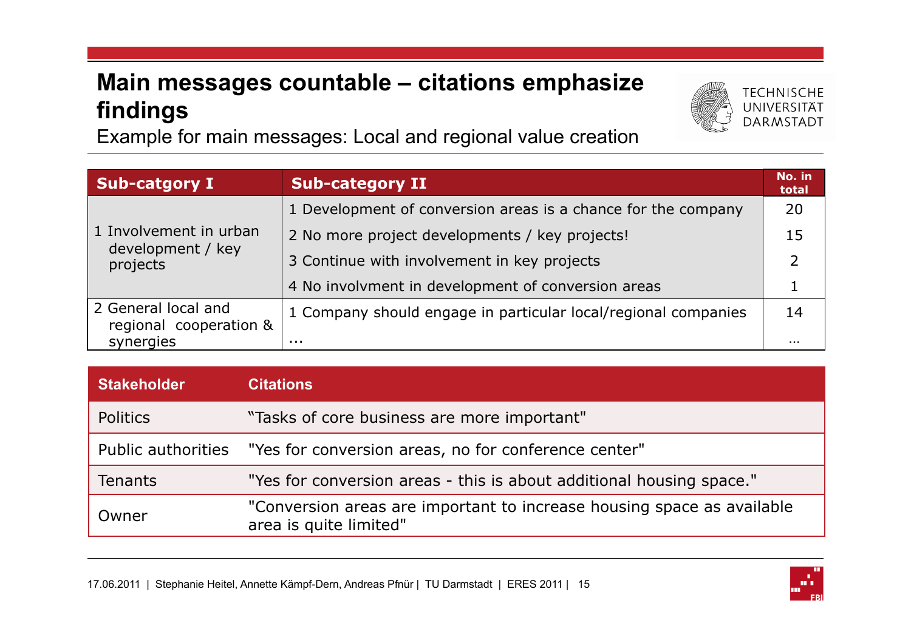# Main messages countable – citations emphasize findings

Example for main messages: Local and regional value creation

| Sub-catgory I | Sub-category II | No. in total |
|---|---|---|
| 1 Involvement in urban development / key projects | 1 Development of conversion areas is a chance for the company | 20 |
| | 2 No more project developments / key projects! | 15 |
| | 3 Continue with involvement in key projects | 2 |
| | 4 No involvment in development of conversion areas | 1 |
| 2 General local and regional cooperation & synergies | 1 Company should engage in particular local/regional companies | 14 |
| | … | … |

| Stakeholder | Citations |
|---|---|
| Politics | "Tasks of core business are more important" |
| Public authorities | "Yes for conversion areas, no for conference center" |
| Tenants | "Yes for conversion areas - this is about additional housing space." |
| Owner | "Conversion areas are important to increase housing space as available area is quite limited" |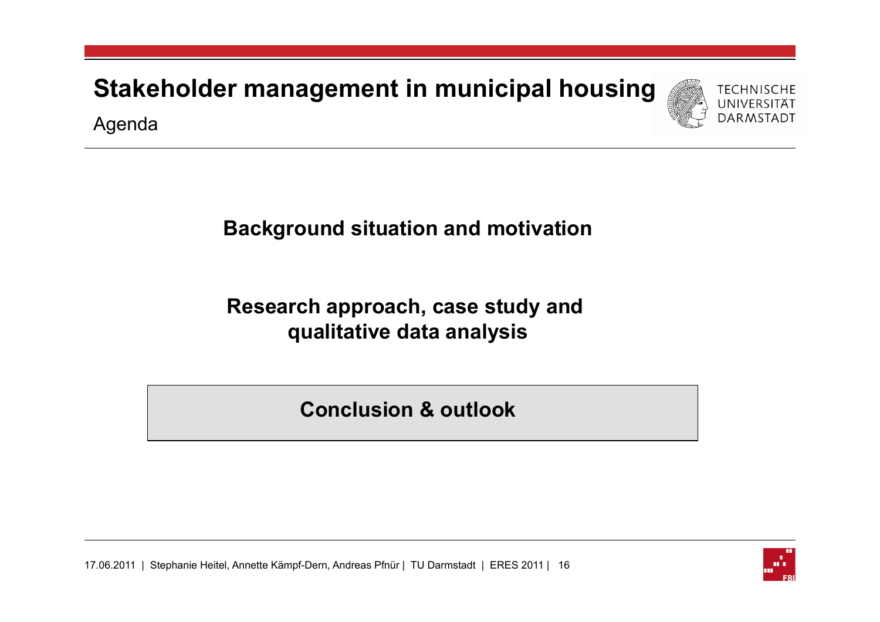# Stakeholder management in municipal housing

## Agenda

**Background situation and motivation**

**Research approach, case study and qualitative data analysis**

**Conclusion & outlook**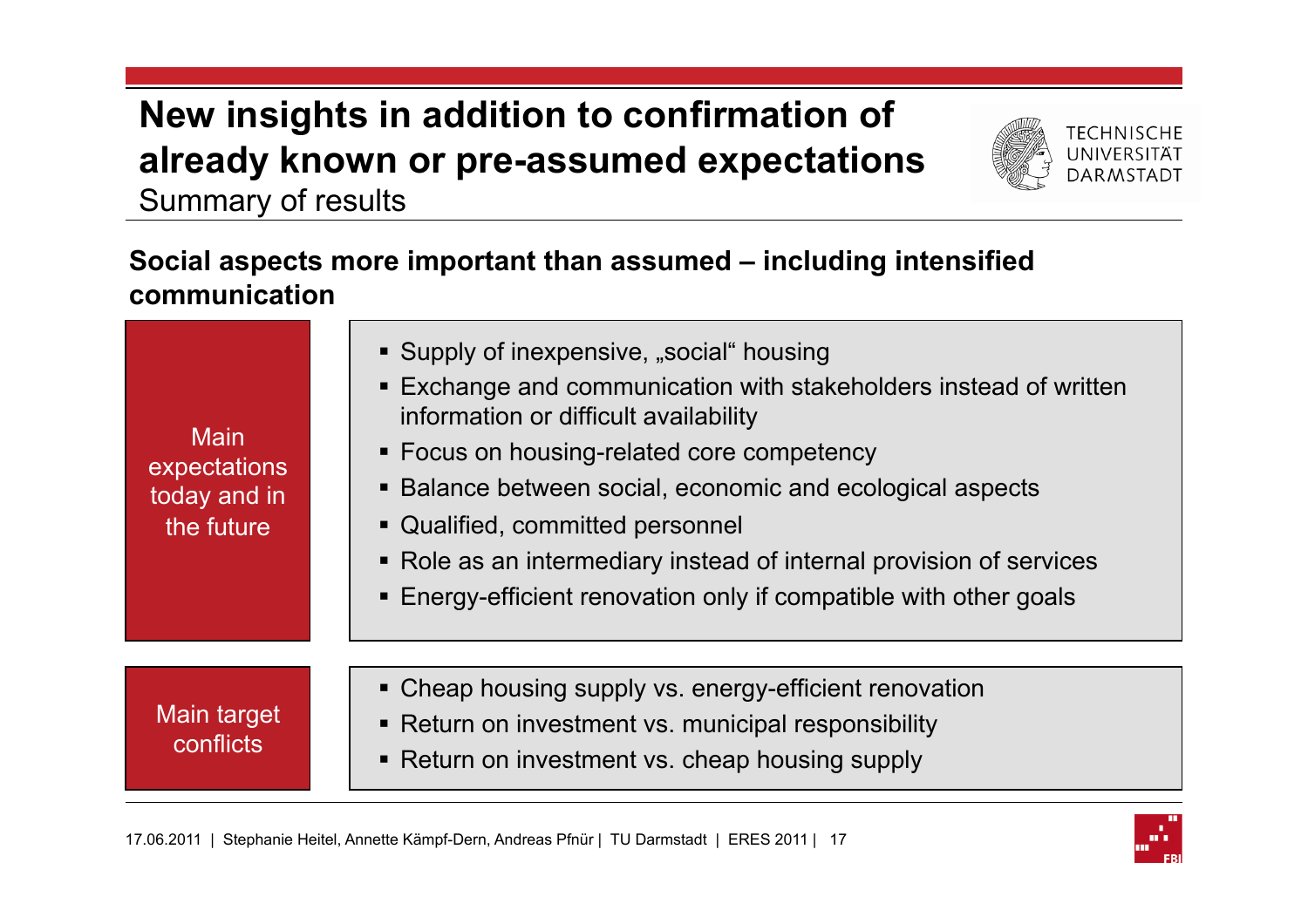# New insights in addition to confirmation of already known or pre-assumed expectations

Summary of results

## Social aspects more important than assumed – including intensified communication

| Main expectations today and in the future | |
|---|---|
| | ▪ Supply of inexpensive, „social“ housing<br>▪ Exchange and communication with stakeholders instead of written information or difficult availability<br>▪ Focus on housing-related core competency<br>▪ Balance between social, economic and ecological aspects<br>▪ Qualified, committed personnel<br>▪ Role as an intermediary instead of internal provision of services<br>▪ Energy-efficient renovation only if compatible with other goals |

| Main target conflicts | |
|---|---|
| | ▪ Cheap housing supply vs. energy-efficient renovation<br>▪ Return on investment vs. municipal responsibility<br>▪ Return on investment vs. cheap housing supply |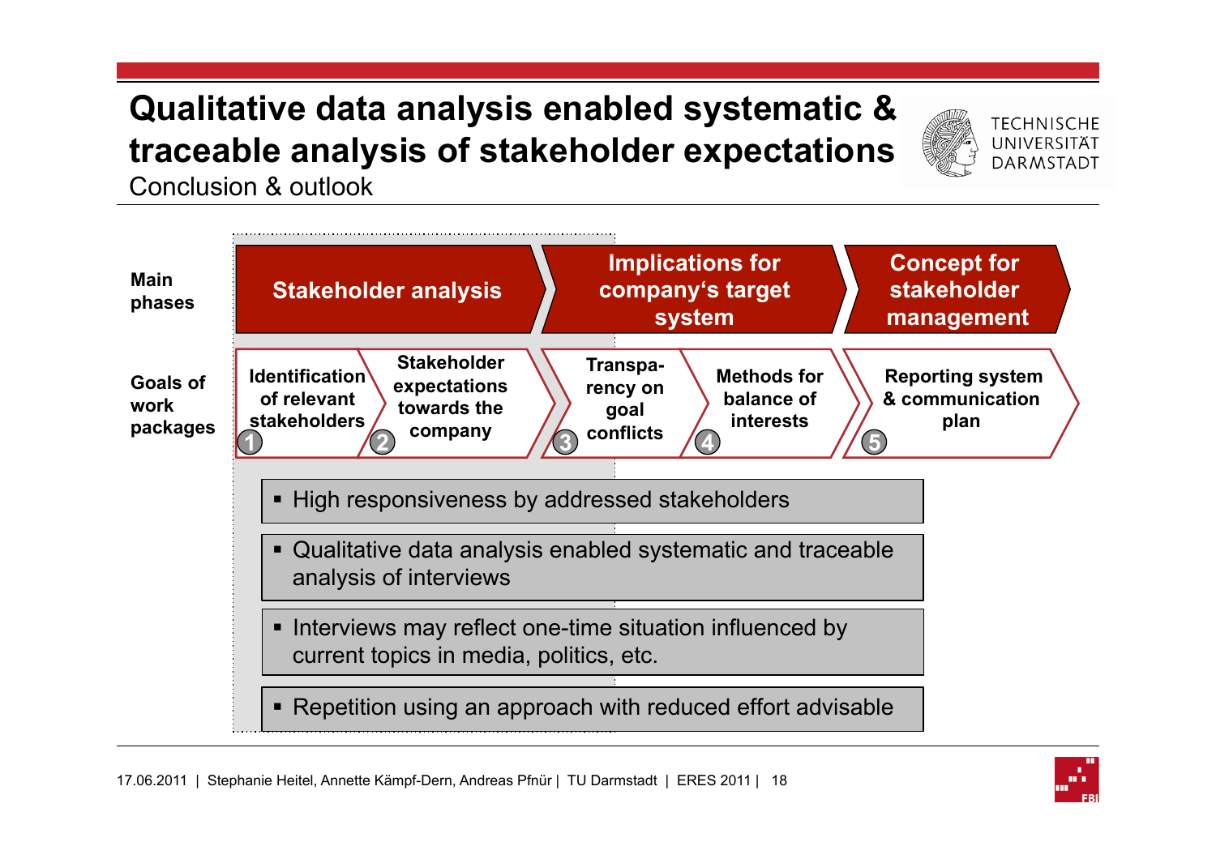# Qualitative data analysis enabled systematic & traceable analysis of stakeholder expectations

Conclusion & outlook

| Main phases | Stakeholder analysis | | Implications for company's target system | | Concept for stakeholder management |
|---|---|---|---|---|---|
| Goals of work packages | 1 Identification of relevant stakeholders | 2 Stakeholder expectations towards the company | 3 Transparency on goal conflicts | 4 Methods for balance of interests | 5 Reporting system & communication plan |

- High responsiveness by addressed stakeholders
- Qualitative data analysis enabled systematic and traceable analysis of interviews
- Interviews may reflect one-time situation influenced by current topics in media, politics, etc.
- Repetition using an approach with reduced effort advisable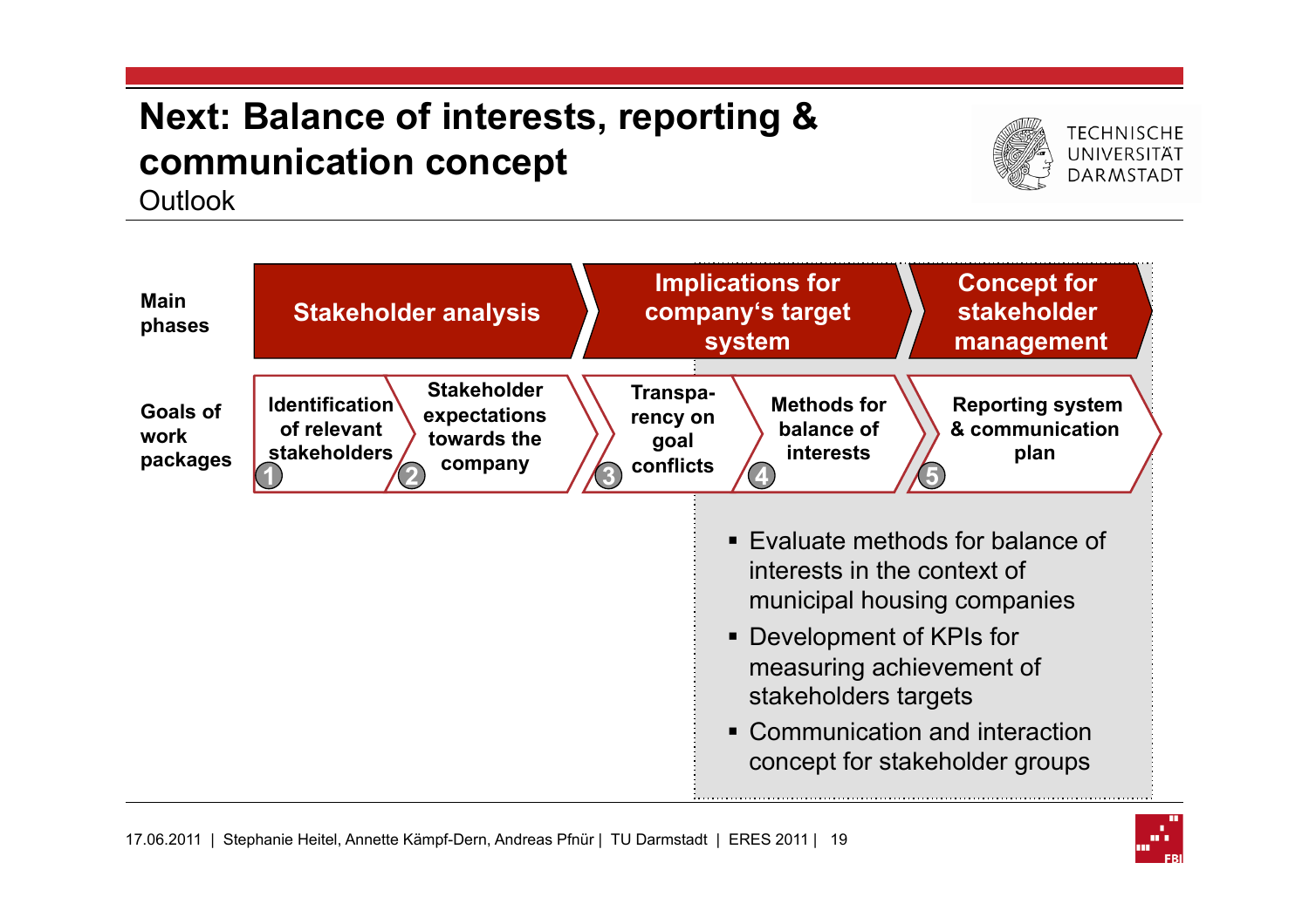# Next: Balance of interests, reporting & communication concept

Outlook

| Main phases | Stakeholder analysis | | Implications for company's target system | | Concept for stakeholder management |
|---|---|---|---|---|---|
| Goals of work packages | 1 Identification of relevant stakeholders | 2 Stakeholder expectations towards the company | 3 Transpa-rency on goal conflicts | 4 Methods for balance of interests | 5 Reporting system & communication plan |

- Evaluate methods for balance of interests in the context of municipal housing companies
- Development of KPIs for measuring achievement of stakeholders targets
- Communication and interaction concept for stakeholder groups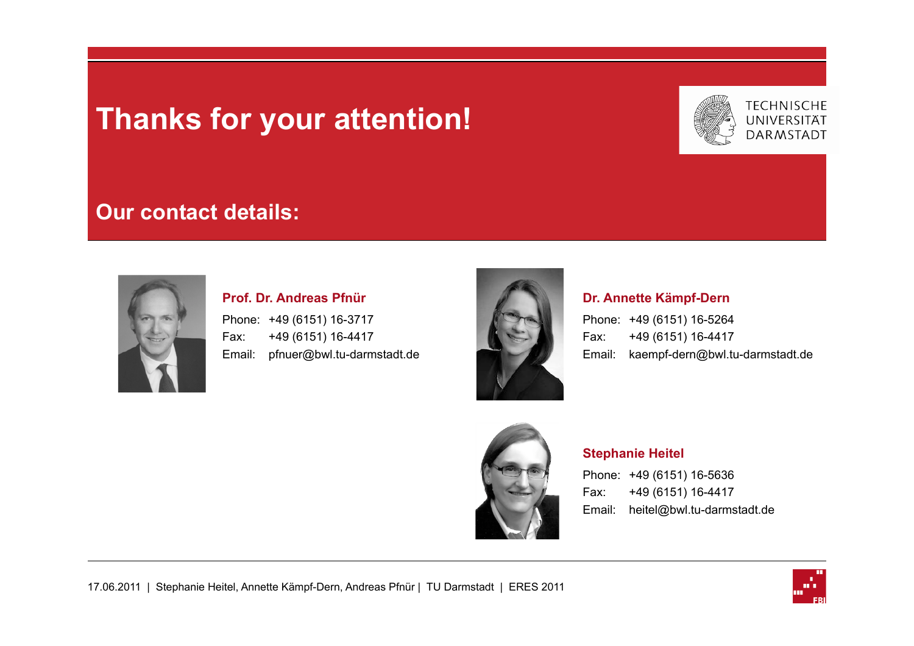# Thanks for your attention!

## Our contact details:

**Prof. Dr. Andreas Pfnür**

Phone: +49 (6151) 16-3717

Fax: +49 (6151) 16-4417

Email: pfnuer@bwl.tu-darmstadt.de

**Dr. Annette Kämpf-Dern**

Phone: +49 (6151) 16-5264

Fax: +49 (6151) 16-4417

Email: kaempf-dern@bwl.tu-darmstadt.de

**Stephanie Heitel**

Phone: +49 (6151) 16-5636

Fax: +49 (6151) 16-4417

Email: heitel@bwl.tu-darmstadt.de